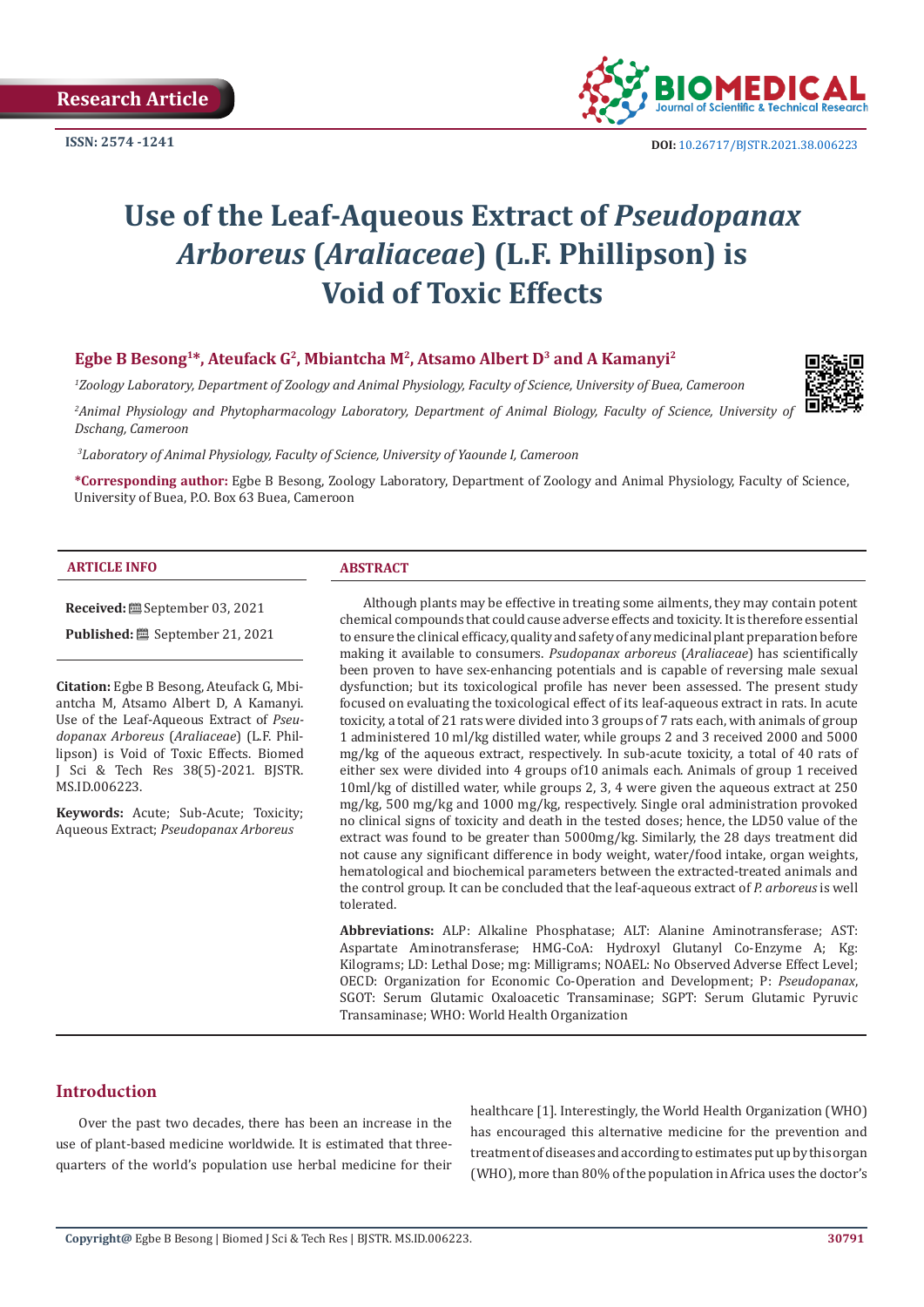Research Article

ISSN: 2574 -1241

DOI: 10.26717/BJSTR.2021.38.006223

# Use of the Leaf-Aqueous Extract of *Pseudopanax Arboreus* (*Araliaceae*) (L.F. Phillipson) is Void of Toxic Effects

**Egbe B Besong[1]\*, Ateufack G[2], Mbiantcha M[2], Atsamo Albert D[3] and A Kamanyi[2]**

[1]*Zoology Laboratory, Department of Zoology and Animal Physiology, Faculty of Science, University of Buea, Cameroon*

[2]*Animal Physiology and Phytopharmacology Laboratory, Department of Animal Biology, Faculty of Science, University of Dschang, Cameroon*

[3]*Laboratory of Animal Physiology, Faculty of Science, University of Yaounde I, Cameroon*

**\*Corresponding author:** Egbe B Besong, Zoology Laboratory, Department of Zoology and Animal Physiology, Faculty of Science, University of Buea, P.O. Box 63 Buea, Cameroon

## ARTICLE INFO

**Received:** September 03, 2021

**Published:** September 21, 2021

**Citation:** Egbe B Besong, Ateufack G, Mbiantcha M, Atsamo Albert D, A Kamanyi. Use of the Leaf-Aqueous Extract of *Pseudopanax Arboreus* (*Araliaceae*) (L.F. Phillipson) is Void of Toxic Effects. Biomed J Sci & Tech Res 38(5)-2021. BJSTR. MS.ID.006223.

**Keywords:** Acute; Sub-Acute; Toxicity; Aqueous Extract; *Pseudopanax Arboreus*

## ABSTRACT

Although plants may be effective in treating some ailments, they may contain potent chemical compounds that could cause adverse effects and toxicity. It is therefore essential to ensure the clinical efficacy, quality and safety of any medicinal plant preparation before making it available to consumers. *Psudopanax arboreus* (*Araliaceae*) has scientifically been proven to have sex-enhancing potentials and is capable of reversing male sexual dysfunction; but its toxicological profile has never been assessed. The present study focused on evaluating the toxicological effect of its leaf-aqueous extract in rats. In acute toxicity, a total of 21 rats were divided into 3 groups of 7 rats each, with animals of group 1 administered 10 ml/kg distilled water, while groups 2 and 3 received 2000 and 5000 mg/kg of the aqueous extract, respectively. In sub-acute toxicity, a total of 40 rats of either sex were divided into 4 groups of10 animals each. Animals of group 1 received 10ml/kg of distilled water, while groups 2, 3, 4 were given the aqueous extract at 250 mg/kg, 500 mg/kg and 1000 mg/kg, respectively. Single oral administration provoked no clinical signs of toxicity and death in the tested doses; hence, the LD50 value of the extract was found to be greater than 5000mg/kg. Similarly, the 28 days treatment did not cause any significant difference in body weight, water/food intake, organ weights, hematological and biochemical parameters between the extracted-treated animals and the control group. It can be concluded that the leaf-aqueous extract of *P. arboreus* is well tolerated.

**Abbreviations:** ALP: Alkaline Phosphatase; ALT: Alanine Aminotransferase; AST: Aspartate Aminotransferase; HMG-CoA: Hydroxyl Glutanyl Co-Enzyme A; Kg: Kilograms; LD: Lethal Dose; mg: Milligrams; NOAEL: No Observed Adverse Effect Level; OECD: Organization for Economic Co-Operation and Development; P: *Pseudopanax*, SGOT: Serum Glutamic Oxaloacetic Transaminase; SGPT: Serum Glutamic Pyruvic Transaminase; WHO: World Health Organization

## Introduction

Over the past two decades, there has been an increase in the use of plant-based medicine worldwide. It is estimated that three-quarters of the world's population use herbal medicine for their healthcare [1]. Interestingly, the World Health Organization (WHO) has encouraged this alternative medicine for the prevention and treatment of diseases and according to estimates put up by this organ (WHO), more than 80% of the population in Africa uses the doctor's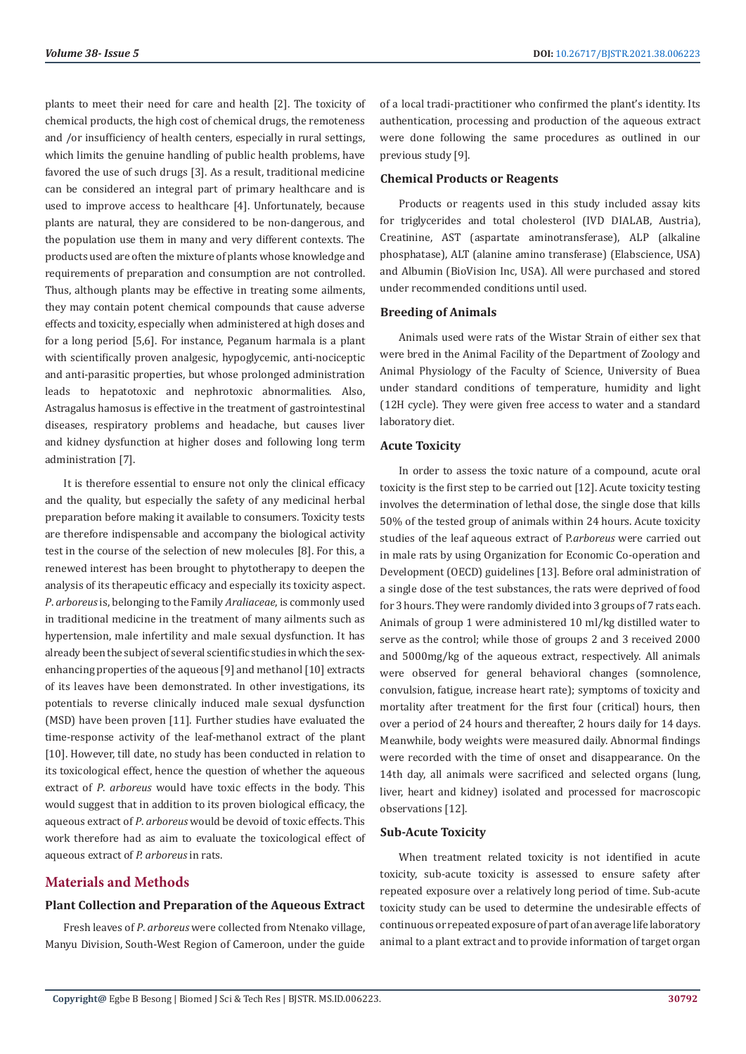plants to meet their need for care and health [2]. The toxicity of chemical products, the high cost of chemical drugs, the remoteness and /or insufficiency of health centers, especially in rural settings, which limits the genuine handling of public health problems, have favored the use of such drugs [3]. As a result, traditional medicine can be considered an integral part of primary healthcare and is used to improve access to healthcare [4]. Unfortunately, because plants are natural, they are considered to be non-dangerous, and the population use them in many and very different contexts. The products used are often the mixture of plants whose knowledge and requirements of preparation and consumption are not controlled. Thus, although plants may be effective in treating some ailments, they may contain potent chemical compounds that cause adverse effects and toxicity, especially when administered at high doses and for a long period [5,6]. For instance, Peganum harmala is a plant with scientifically proven analgesic, hypoglycemic, anti-nociceptic and anti-parasitic properties, but whose prolonged administration leads to hepatotoxic and nephrotoxic abnormalities. Also, Astragalus hamosus is effective in the treatment of gastrointestinal diseases, respiratory problems and headache, but causes liver and kidney dysfunction at higher doses and following long term administration [7].

It is therefore essential to ensure not only the clinical efficacy and the quality, but especially the safety of any medicinal herbal preparation before making it available to consumers. Toxicity tests are therefore indispensable and accompany the biological activity test in the course of the selection of new molecules [8]. For this, a renewed interest has been brought to phytotherapy to deepen the analysis of its therapeutic efficacy and especially its toxicity aspect. *P. arboreus* is, belonging to the Family *Araliaceae*, is commonly used in traditional medicine in the treatment of many ailments such as hypertension, male infertility and male sexual dysfunction. It has already been the subject of several scientific studies in which the sex-enhancing properties of the aqueous [9] and methanol [10] extracts of its leaves have been demonstrated. In other investigations, its potentials to reverse clinically induced male sexual dysfunction (MSD) have been proven [11]. Further studies have evaluated the time-response activity of the leaf-methanol extract of the plant [10]. However, till date, no study has been conducted in relation to its toxicological effect, hence the question of whether the aqueous extract of *P. arboreus* would have toxic effects in the body. This would suggest that in addition to its proven biological efficacy, the aqueous extract of *P. arboreus* would be devoid of toxic effects. This work therefore had as aim to evaluate the toxicological effect of aqueous extract of *P. arboreus* in rats.

## Materials and Methods

### Plant Collection and Preparation of the Aqueous Extract

Fresh leaves of *P. arboreus* were collected from Ntenako village, Manyu Division, South-West Region of Cameroon, under the guide of a local tradi-practitioner who confirmed the plant's identity. Its authentication, processing and production of the aqueous extract were done following the same procedures as outlined in our previous study [9].

### Chemical Products or Reagents

Products or reagents used in this study included assay kits for triglycerides and total cholesterol (IVD DIALAB, Austria), Creatinine, AST (aspartate aminotransferase), ALP (alkaline phosphatase), ALT (alanine amino transferase) (Elabscience, USA) and Albumin (BioVision Inc, USA). All were purchased and stored under recommended conditions until used.

### Breeding of Animals

Animals used were rats of the Wistar Strain of either sex that were bred in the Animal Facility of the Department of Zoology and Animal Physiology of the Faculty of Science, University of Buea under standard conditions of temperature, humidity and light (12H cycle). They were given free access to water and a standard laboratory diet.

### Acute Toxicity

In order to assess the toxic nature of a compound, acute oral toxicity is the first step to be carried out [12]. Acute toxicity testing involves the determination of lethal dose, the single dose that kills 50% of the tested group of animals within 24 hours. Acute toxicity studies of the leaf aqueous extract of P.*arboreus* were carried out in male rats by using Organization for Economic Co-operation and Development (OECD) guidelines [13]. Before oral administration of a single dose of the test substances, the rats were deprived of food for 3 hours. They were randomly divided into 3 groups of 7 rats each. Animals of group 1 were administered 10 ml/kg distilled water to serve as the control; while those of groups 2 and 3 received 2000 and 5000mg/kg of the aqueous extract, respectively. All animals were observed for general behavioral changes (somnolence, convulsion, fatigue, increase heart rate); symptoms of toxicity and mortality after treatment for the first four (critical) hours, then over a period of 24 hours and thereafter, 2 hours daily for 14 days. Meanwhile, body weights were measured daily. Abnormal findings were recorded with the time of onset and disappearance. On the 14th day, all animals were sacrificed and selected organs (lung, liver, heart and kidney) isolated and processed for macroscopic observations [12].

### Sub-Acute Toxicity

When treatment related toxicity is not identified in acute toxicity, sub-acute toxicity is assessed to ensure safety after repeated exposure over a relatively long period of time. Sub-acute toxicity study can be used to determine the undesirable effects of continuous or repeated exposure of part of an average life laboratory animal to a plant extract and to provide information of target organ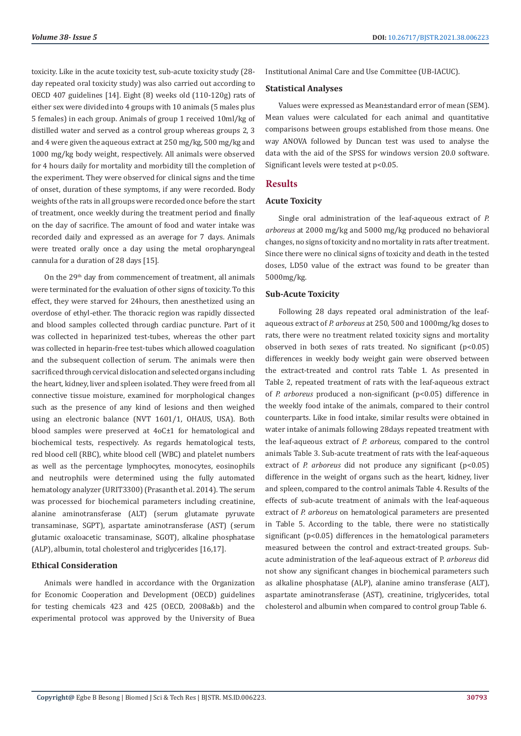toxicity. Like in the acute toxicity test, sub-acute toxicity study (28-day repeated oral toxicity study) was also carried out according to OECD 407 guidelines [14]. Eight (8) weeks old (110-120g) rats of either sex were divided into 4 groups with 10 animals (5 males plus 5 females) in each group. Animals of group 1 received 10ml/kg of distilled water and served as a control group whereas groups 2, 3 and 4 were given the aqueous extract at 250 mg/kg, 500 mg/kg and 1000 mg/kg body weight, respectively. All animals were observed for 4 hours daily for mortality and morbidity till the completion of the experiment. They were observed for clinical signs and the time of onset, duration of these symptoms, if any were recorded. Body weights of the rats in all groups were recorded once before the start of treatment, once weekly during the treatment period and finally on the day of sacrifice. The amount of food and water intake was recorded daily and expressed as an average for 7 days. Animals were treated orally once a day using the metal oropharyngeal cannula for a duration of 28 days [15].

On the 29th day from commencement of treatment, all animals were terminated for the evaluation of other signs of toxicity. To this effect, they were starved for 24hours, then anesthetized using an overdose of ethyl-ether. The thoracic region was rapidly dissected and blood samples collected through cardiac puncture. Part of it was collected in heparinized test-tubes, whereas the other part was collected in heparin-free test-tubes which allowed coagulation and the subsequent collection of serum. The animals were then sacrificed through cervical dislocation and selected organs including the heart, kidney, liver and spleen isolated. They were freed from all connective tissue moisture, examined for morphological changes such as the presence of any kind of lesions and then weighed using an electronic balance (NVT 1601/1, OHAUS, USA). Both blood samples were preserved at 4oC±1 for hematological and biochemical tests, respectively. As regards hematological tests, red blood cell (RBC), white blood cell (WBC) and platelet numbers as well as the percentage lymphocytes, monocytes, eosinophils and neutrophils were determined using the fully automated hematology analyzer (URIT3300) (Prasanth et al. 2014). The serum was processed for biochemical parameters including creatinine, alanine aminotransferase (ALT) (serum glutamate pyruvate transaminase, SGPT), aspartate aminotransferase (AST) (serum glutamic oxaloacetic transaminase, SGOT), alkaline phosphatase (ALP), albumin, total cholesterol and triglycerides [16,17].

### Ethical Consideration

Animals were handled in accordance with the Organization for Economic Cooperation and Development (OECD) guidelines for testing chemicals 423 and 425 (OECD, 2008a&b) and the experimental protocol was approved by the University of Buea Institutional Animal Care and Use Committee (UB-IACUC).

### Statistical Analyses

Values were expressed as Mean±standard error of mean (SEM). Mean values were calculated for each animal and quantitative comparisons between groups established from those means. One way ANOVA followed by Duncan test was used to analyse the data with the aid of the SPSS for windows version 20.0 software. Significant levels were tested at $p<0.05$.

## Results

### Acute Toxicity

Single oral administration of the leaf-aqueous extract of *P. arboreus* at 2000 mg/kg and 5000 mg/kg produced no behavioral changes, no signs of toxicity and no mortality in rats after treatment. Since there were no clinical signs of toxicity and death in the tested doses, LD50 value of the extract was found to be greater than 5000mg/kg.

### Sub-Acute Toxicity

Following 28 days repeated oral administration of the leaf-aqueous extract of *P. arboreus* at 250, 500 and 1000mg/kg doses to rats, there were no treatment related toxicity signs and mortality observed in both sexes of rats treated. No significant ($p<0.05$) differences in weekly body weight gain were observed between the extract-treated and control rats Table 1. As presented in Table 2, repeated treatment of rats with the leaf-aqueous extract of *P. arboreus* produced a non-significant ($p<0.05$) difference in the weekly food intake of the animals, compared to their control counterparts. Like in food intake, similar results were obtained in water intake of animals following 28days repeated treatment with the leaf-aqueous extract of *P. arboreus*, compared to the control animals Table 3. Sub-acute treatment of rats with the leaf-aqueous extract of *P. arboreus* did not produce any significant ($p<0.05$) difference in the weight of organs such as the heart, kidney, liver and spleen, compared to the control animals Table 4. Results of the effects of sub-acute treatment of animals with the leaf-aqueous extract of *P. arboreus* on hematological parameters are presented in Table 5. According to the table, there were no statistically significant ($p<0.05$) differences in the hematological parameters measured between the control and extract-treated groups. Sub-acute administration of the leaf-aqueous extract of P. *arboreus* did not show any significant changes in biochemical parameters such as alkaline phosphatase (ALP), alanine amino transferase (ALT), aspartate aminotransferase (AST), creatinine, triglycerides, total cholesterol and albumin when compared to control group Table 6.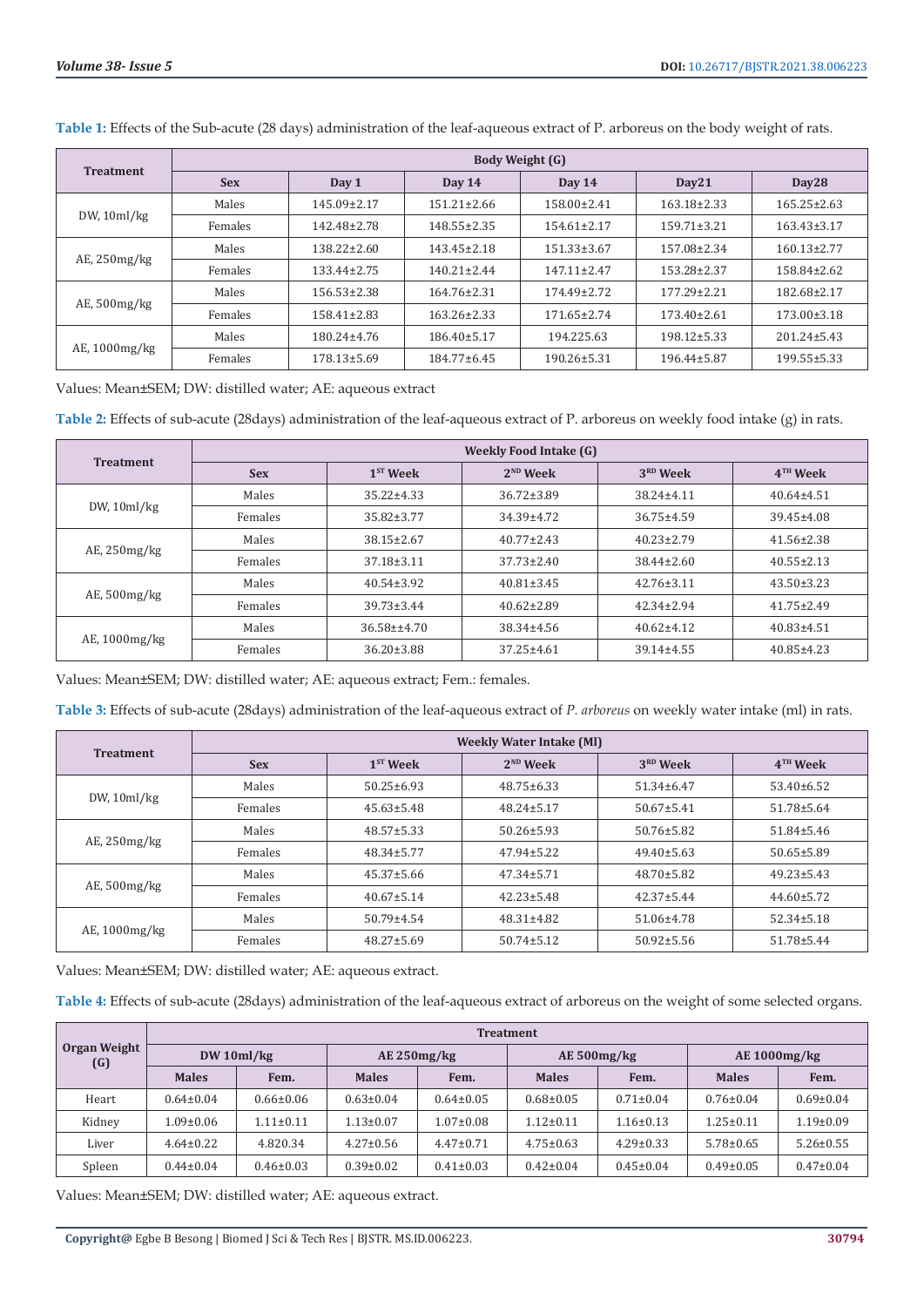**Table 1:** Effects of the Sub-acute (28 days) administration of the leaf-aqueous extract of P. arboreus on the body weight of rats.

| Treatment | Body Weight (G) | | | | | |
|---|---|---|---|---|---|---|
| | Sex | Day 1 | Day 14 | Day 14 | Day21 | Day28 |
| DW, 10ml/kg | Males | 145.09±2.17 | 151.21±2.66 | 158.00±2.41 | 163.18±2.33 | 165.25±2.63 |
| | Females | 142.48±2.78 | 148.55±2.35 | 154.61±2.17 | 159.71±3.21 | 163.43±3.17 |
| AE, 250mg/kg | Males | 138.22±2.60 | 143.45±2.18 | 151.33±3.67 | 157.08±2.34 | 160.13±2.77 |
| | Females | 133.44±2.75 | 140.21±2.44 | 147.11±2.47 | 153.28±2.37 | 158.84±2.62 |
| AE, 500mg/kg | Males | 156.53±2.38 | 164.76±2.31 | 174.49±2.72 | 177.29±2.21 | 182.68±2.17 |
| | Females | 158.41±2.83 | 163.26±2.33 | 171.65±2.74 | 173.40±2.61 | 173.00±3.18 |
| AE, 1000mg/kg | Males | 180.24±4.76 | 186.40±5.17 | 194.225.63 | 198.12±5.33 | 201.24±5.43 |
| | Females | 178.13±5.69 | 184.77±6.45 | 190.26±5.31 | 196.44±5.87 | 199.55±5.33 |

Values: Mean±SEM; DW: distilled water; AE: aqueous extract

**Table 2:** Effects of sub-acute (28days) administration of the leaf-aqueous extract of P. arboreus on weekly food intake (g) in rats.

| Treatment | Weekly Food Intake (G) | | | | |
|---|---|---|---|---|---|
| | Sex | 1ST Week | 2ND Week | 3RD Week | 4TH Week |
| DW, 10ml/kg | Males | 35.22±4.33 | 36.72±3.89 | 38.24±4.11 | 40.64±4.51 |
| | Females | 35.82±3.77 | 34.39±4.72 | 36.75±4.59 | 39.45±4.08 |
| AE, 250mg/kg | Males | 38.15±2.67 | 40.77±2.43 | 40.23±2.79 | 41.56±2.38 |
| | Females | 37.18±3.11 | 37.73±2.40 | 38.44±2.60 | 40.55±2.13 |
| AE, 500mg/kg | Males | 40.54±3.92 | 40.81±3.45 | 42.76±3.11 | 43.50±3.23 |
| | Females | 39.73±3.44 | 40.62±2.89 | 42.34±2.94 | 41.75±2.49 |
| AE, 1000mg/kg | Males | 36.58±±4.70 | 38.34±4.56 | 40.62±4.12 | 40.83±4.51 |
| | Females | 36.20±3.88 | 37.25±4.61 | 39.14±4.55 | 40.85±4.23 |

Values: Mean±SEM; DW: distilled water; AE: aqueous extract; Fem.: females.

**Table 3:** Effects of sub-acute (28days) administration of the leaf-aqueous extract of *P. arboreus* on weekly water intake (ml) in rats.

| Treatment | Weekly Water Intake (Ml) | | | | |
|---|---|---|---|---|---|
| | Sex | 1ST Week | 2ND Week | 3RD Week | 4TH Week |
| DW, 10ml/kg | Males | 50.25±6.93 | 48.75±6.33 | 51.34±6.47 | 53.40±6.52 |
| | Females | 45.63±5.48 | 48.24±5.17 | 50.67±5.41 | 51.78±5.64 |
| AE, 250mg/kg | Males | 48.57±5.33 | 50.26±5.93 | 50.76±5.82 | 51.84±5.46 |
| | Females | 48.34±5.77 | 47.94±5.22 | 49.40±5.63 | 50.65±5.89 |
| AE, 500mg/kg | Males | 45.37±5.66 | 47.34±5.71 | 48.70±5.82 | 49.23±5.43 |
| | Females | 40.67±5.14 | 42.23±5.48 | 42.37±5.44 | 44.60±5.72 |
| AE, 1000mg/kg | Males | 50.79±4.54 | 48.31±4.82 | 51.06±4.78 | 52.34±5.18 |
| | Females | 48.27±5.69 | 50.74±5.12 | 50.92±5.56 | 51.78±5.44 |

Values: Mean±SEM; DW: distilled water; AE: aqueous extract.

**Table 4:** Effects of sub-acute (28days) administration of the leaf-aqueous extract of arboreus on the weight of some selected organs.

| Organ Weight (G) | Treatment | | | | | | | |
|---|---|---|---|---|---|---|---|---|
| | DW 10ml/kg | | AE 250mg/kg | | AE 500mg/kg | | AE 1000mg/kg | |
| | Males | Fem. | Males | Fem. | Males | Fem. | Males | Fem. |
| Heart | 0.64±0.04 | 0.66±0.06 | 0.63±0.04 | 0.64±0.05 | 0.68±0.05 | 0.71±0.04 | 0.76±0.04 | 0.69±0.04 |
| Kidney | 1.09±0.06 | 1.11±0.11 | 1.13±0.07 | 1.07±0.08 | 1.12±0.11 | 1.16±0.13 | 1.25±0.11 | 1.19±0.09 |
| Liver | 4.64±0.22 | 4.820.34 | 4.27±0.56 | 4.47±0.71 | 4.75±0.63 | 4.29±0.33 | 5.78±0.65 | 5.26±0.55 |
| Spleen | 0.44±0.04 | 0.46±0.03 | 0.39±0.02 | 0.41±0.03 | 0.42±0.04 | 0.45±0.04 | 0.49±0.05 | 0.47±0.04 |

Values: Mean±SEM; DW: distilled water; AE: aqueous extract.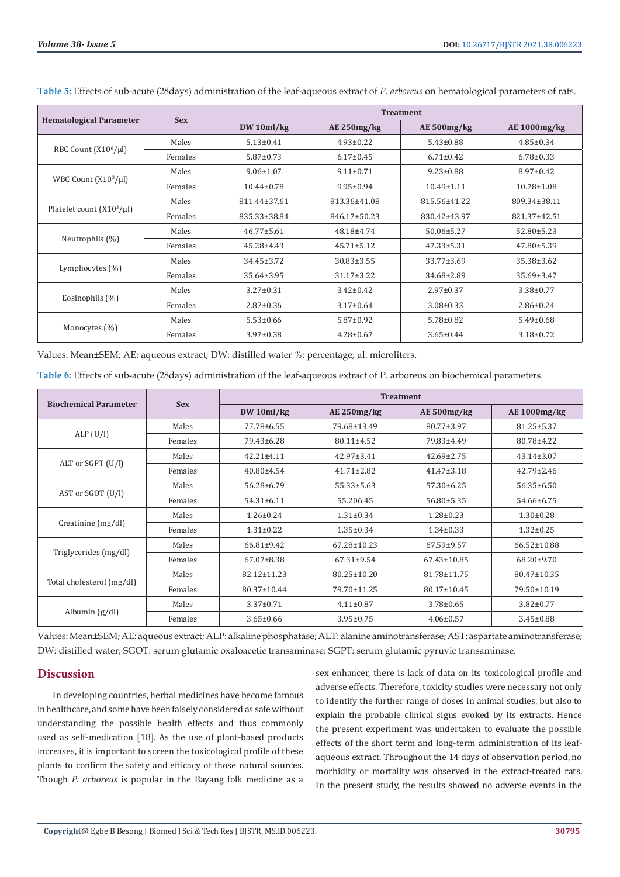**Table 5:** Effects of sub-acute (28days) administration of the leaf-aqueous extract of *P. arboreus* on hematological parameters of rats.

| Hematological Parameter | Sex | Treatment | | | |
|---|---|---|---|---|---|
| | | DW 10ml/kg | AE 250mg/kg | AE 500mg/kg | AE 1000mg/kg |
| RBC Count (X10$^6$/µl) | Males | 5.13±0.41 | 4.93±0.22 | 5.43±0.88 | 4.85±0.34 |
| | Females | 5.87±0.73 | 6.17±0.45 | 6.71±0.42 | 6.78±0.33 |
| WBC Count (X10$^3$/µl) | Males | 9.06±1.07 | 9.11±0.71 | 9.23±0.88 | 8.97±0.42 |
| | Females | 10.44±0.78 | 9.95±0.94 | 10.49±1.11 | 10.78±1.08 |
| Platelet count (X10$^3$/µl) | Males | 811.44±37.61 | 813.36±41.08 | 815.56±41.22 | 809.34±38.11 |
| | Females | 835.33±38.84 | 846.17±50.23 | 830.42±43.97 | 821.37±42.51 |
| Neutrophils (%) | Males | 46.77±5.61 | 48.18±4.74 | 50.06±5.27 | 52.80±5.23 |
| | Females | 45.28±4.43 | 45.71±5.12 | 47.33±5.31 | 47.80±5.39 |
| Lymphocytes (%) | Males | 34.45±3.72 | 30.83±3.55 | 33.77±3.69 | 35.38±3.62 |
| | Females | 35.64±3.95 | 31.17±3.22 | 34.68±2.89 | 35.69±3.47 |
| Eosinophils (%) | Males | 3.27±0.31 | 3.42±0.42 | 2.97±0.37 | 3.38±0.77 |
| | Females | 2.87±0.36 | 3.17±0.64 | 3.08±0.33 | 2.86±0.24 |
| Monocytes (%) | Males | 5.53±0.66 | 5.87±0.92 | 5.78±0.82 | 5.49±0.68 |
| | Females | 3.97±0.38 | 4.28±0.67 | 3.65±0.44 | 3.18±0.72 |

Values: Mean±SEM; AE: aqueous extract; DW: distilled water %: percentage; µl: microliters.

**Table 6:** Effects of sub-acute (28days) administration of the leaf-aqueous extract of P. arboreus on biochemical parameters.

| Biochemical Parameter | Sex | Treatment | | | |
|---|---|---|---|---|---|
| | | DW 10ml/kg | AE 250mg/kg | AE 500mg/kg | AE 1000mg/kg |
| ALP (U/l) | Males | 77.78±6.55 | 79.68±13.49 | 80.77±3.97 | 81.25±5.37 |
| | Females | 79.43±6.28 | 80.11±4.52 | 79.83±4.49 | 80.78±4.22 |
| ALT or SGPT (U/l) | Males | 42.21±4.11 | 42.97±3.41 | 42.69±2.75 | 43.14±3.07 |
| | Females | 40.80±4.54 | 41.71±2.82 | 41.47±3.18 | 42.79±2.46 |
| AST or SGOT (U/l) | Males | 56.28±6.79 | 55.33±5.63 | 57.30±6.25 | 56.35±6.50 |
| | Females | 54.31±6.11 | 55.206.45 | 56.80±5.35 | 54.66±6.75 |
| Creatinine (mg/dl) | Males | 1.26±0.24 | 1.31±0.34 | 1.28±0.23 | 1.30±0.28 |
| | Females | 1.31±0.22 | 1.35±0.34 | 1.34±0.33 | 1.32±0.25 |
| Triglycerides (mg/dl) | Males | 66.81±9.42 | 67.28±10.23 | 67.59±9.57 | 66.52±10.88 |
| | Females | 67.07±8.38 | 67.31±9.54 | 67.43±10.85 | 68.20±9.70 |
| Total cholesterol (mg/dl) | Males | 82.12±11.23 | 80.25±10.20 | 81.78±11.75 | 80.47±10.35 |
| | Females | 80.37±10.44 | 79.70±11.25 | 80.17±10.45 | 79.50±10.19 |
| Albumin (g/dl) | Males | 3.37±0.71 | 4.11±0.87 | 3.78±0.65 | 3.82±0.77 |
| | Females | 3.65±0.66 | 3.95±0.75 | 4.06±0.57 | 3.45±0.88 |

Values: Mean±SEM; AE: aqueous extract; ALP: alkaline phosphatase; ALT: alanine aminotransferase; AST: aspartate aminotransferase; DW: distilled water; SGOT: serum glutamic oxaloacetic transaminase: SGPT: serum glutamic pyruvic transaminase.

## Discussion

In developing countries, herbal medicines have become famous in healthcare, and some have been falsely considered as safe without understanding the possible health effects and thus commonly used as self-medication [18]. As the use of plant-based products increases, it is important to screen the toxicological profile of these plants to confirm the safety and efficacy of those natural sources. Though *P. arboreus* is popular in the Bayang folk medicine as a sex enhancer, there is lack of data on its toxicological profile and adverse effects. Therefore, toxicity studies were necessary not only to identify the further range of doses in animal studies, but also to explain the probable clinical signs evoked by its extracts. Hence the present experiment was undertaken to evaluate the possible effects of the short term and long-term administration of its leaf-aqueous extract. Throughout the 14 days of observation period, no morbidity or mortality was observed in the extract-treated rats. In the present study, the results showed no adverse events in the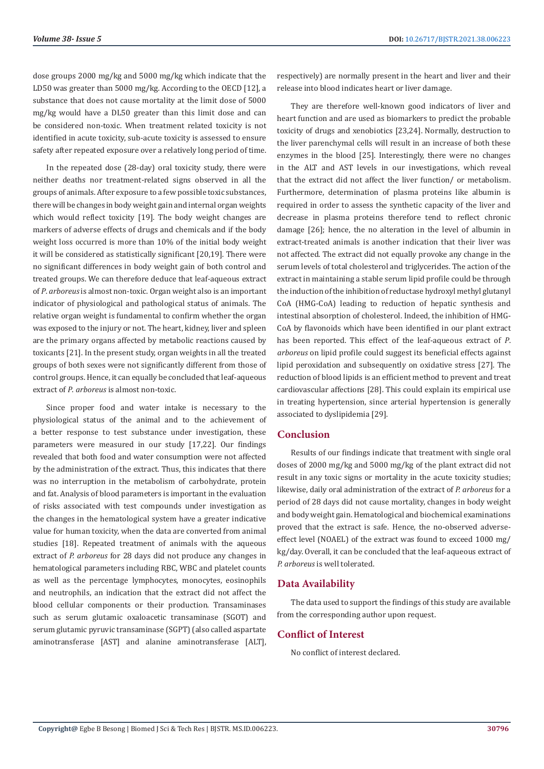dose groups 2000 mg/kg and 5000 mg/kg which indicate that the LD50 was greater than 5000 mg/kg. According to the OECD [12], a substance that does not cause mortality at the limit dose of 5000 mg/kg would have a DL50 greater than this limit dose and can be considered non-toxic. When treatment related toxicity is not identified in acute toxicity, sub-acute toxicity is assessed to ensure safety after repeated exposure over a relatively long period of time.

In the repeated dose (28-day) oral toxicity study, there were neither deaths nor treatment-related signs observed in all the groups of animals. After exposure to a few possible toxic substances, there will be changes in body weight gain and internal organ weights which would reflect toxicity [19]. The body weight changes are markers of adverse effects of drugs and chemicals and if the body weight loss occurred is more than 10% of the initial body weight it will be considered as statistically significant [20,19]. There were no significant differences in body weight gain of both control and treated groups. We can therefore deduce that leaf-aqueous extract of *P. arboreus* is almost non-toxic. Organ weight also is an important indicator of physiological and pathological status of animals. The relative organ weight is fundamental to confirm whether the organ was exposed to the injury or not. The heart, kidney, liver and spleen are the primary organs affected by metabolic reactions caused by toxicants [21]. In the present study, organ weights in all the treated groups of both sexes were not significantly different from those of control groups. Hence, it can equally be concluded that leaf-aqueous extract of *P. arboreus* is almost non-toxic.

Since proper food and water intake is necessary to the physiological status of the animal and to the achievement of a better response to test substance under investigation, these parameters were measured in our study [17,22]. Our findings revealed that both food and water consumption were not affected by the administration of the extract. Thus, this indicates that there was no interruption in the metabolism of carbohydrate, protein and fat. Analysis of blood parameters is important in the evaluation of risks associated with test compounds under investigation as the changes in the hematological system have a greater indicative value for human toxicity, when the data are converted from animal studies [18]. Repeated treatment of animals with the aqueous extract of *P. arboreus* for 28 days did not produce any changes in hematological parameters including RBC, WBC and platelet counts as well as the percentage lymphocytes, monocytes, eosinophils and neutrophils, an indication that the extract did not affect the blood cellular components or their production. Transaminases such as serum glutamic oxaloacetic transaminase (SGOT) and serum glutamic pyruvic transaminase (SGPT) (also called aspartate aminotransferase [AST] and alanine aminotransferase [ALT], respectively) are normally present in the heart and liver and their release into blood indicates heart or liver damage.

They are therefore well-known good indicators of liver and heart function and are used as biomarkers to predict the probable toxicity of drugs and xenobiotics [23,24]. Normally, destruction to the liver parenchymal cells will result in an increase of both these enzymes in the blood [25]. Interestingly, there were no changes in the ALT and AST levels in our investigations, which reveal that the extract did not affect the liver function/ or metabolism. Furthermore, determination of plasma proteins like albumin is required in order to assess the synthetic capacity of the liver and decrease in plasma proteins therefore tend to reflect chronic damage [26]; hence, the no alteration in the level of albumin in extract-treated animals is another indication that their liver was not affected. The extract did not equally provoke any change in the serum levels of total cholesterol and triglycerides. The action of the extract in maintaining a stable serum lipid profile could be through the induction of the inhibition of reductase hydroxyl methyl glutanyl CoA (HMG-CoA) leading to reduction of hepatic synthesis and intestinal absorption of cholesterol. Indeed, the inhibition of HMG-CoA by flavonoids which have been identified in our plant extract has been reported. This effect of the leaf-aqueous extract of *P. arboreus* on lipid profile could suggest its beneficial effects against lipid peroxidation and subsequently on oxidative stress [27]. The reduction of blood lipids is an efficient method to prevent and treat cardiovascular affections [28]. This could explain its empirical use in treating hypertension, since arterial hypertension is generally associated to dyslipidemia [29].

## Conclusion

Results of our findings indicate that treatment with single oral doses of 2000 mg/kg and 5000 mg/kg of the plant extract did not result in any toxic signs or mortality in the acute toxicity studies; likewise, daily oral administration of the extract of *P. arboreus* for a period of 28 days did not cause mortality, changes in body weight and body weight gain. Hematological and biochemical examinations proved that the extract is safe. Hence, the no-observed adverse-effect level (NOAEL) of the extract was found to exceed 1000 mg/kg/day. Overall, it can be concluded that the leaf-aqueous extract of *P. arboreus* is well tolerated.

## Data Availability

The data used to support the findings of this study are available from the corresponding author upon request.

## Conflict of Interest

No conflict of interest declared.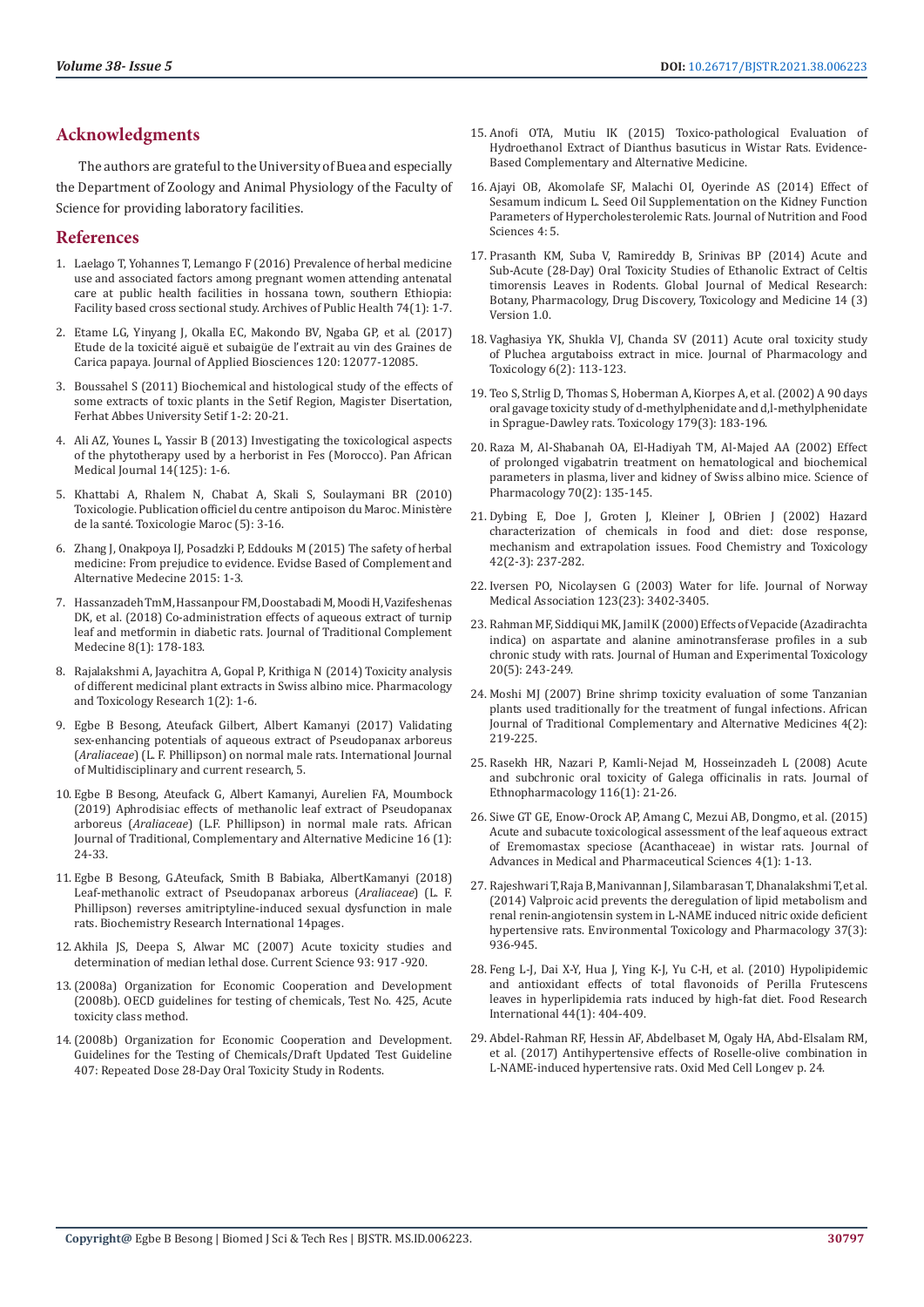## Acknowledgments

The authors are grateful to the University of Buea and especially the Department of Zoology and Animal Physiology of the Faculty of Science for providing laboratory facilities.

## References

1. Laelago T, Yohannes T, Lemango F (2016) Prevalence of herbal medicine use and associated factors among pregnant women attending antenatal care at public health facilities in hossana town, southern Ethiopia: Facility based cross sectional study. Archives of Public Health 74(1): 1-7.
2. Etame LG, Yinyang J, Okalla EC, Makondo BV, Ngaba GP, et al. (2017) Etude de la toxicité aiguë et subaigüe de l'extrait au vin des Graines de Carica papaya. Journal of Applied Biosciences 120: 12077-12085.
3. Boussahel S (2011) Biochemical and histological study of the effects of some extracts of toxic plants in the Setif Region, Magister Dissertation, Ferhat Abbes University Setif 1-2: 20-21.
4. Ali AZ, Younes L, Yassir B (2013) Investigating the toxicological aspects of the phytotherapy used by a herborist in Fes (Morocco). Pan African Medical Journal 14(125): 1-6.
5. Khattabi A, Rhalem N, Chabat A, Skali S, Soulaymani BR (2010) Toxicologie. Publication officiel du centre antipoison du Maroc. Ministère de la santé. Toxicologie Maroc (5): 3-16.
6. Zhang J, Onakpoya IJ, Posadzki P, Eddouks M (2015) The safety of herbal medicine: From prejudice to evidence. Evidse Based of Complement and Alternative Medecine 2015: 1-3.
7. Hassanzadeh TmM, Hassanpour FM, Doostabadi M, Moodi H, Vazifeshenas DK, et al. (2018) Co-administration effects of aqueous extract of turnip leaf and metformin in diabetic rats. Journal of Traditional Complement Medecine 8(1): 178-183.
8. Rajalakshmi A, Jayachitra A, Gopal P, Krithiga N (2014) Toxicity analysis of different medicinal plant extracts in Swiss albino mice. Pharmacology and Toxicology Research 1(2): 1-6.
9. Egbe B Besong, Ateufack Gilbert, Albert Kamanyi (2017) Validating sex-enhancing potentials of aqueous extract of Pseudopanax arboreus (*Araliaceae*) (L. F. Phillipson) on normal male rats. International Journal of Multidisciplinary and current research, 5.
10. Egbe B Besong, Ateufack G, Albert Kamanyi, Aurelien FA, Moumbock (2019) Aphrodisiac effects of methanolic leaf extract of Pseudopanax arboreus (*Araliaceae*) (L.F. Phillipson) in normal male rats. African Journal of Traditional, Complementary and Alternative Medicine 16 (1): 24-33.
11. Egbe B Besong, G.Ateufack, Smith B Babiaka, AlbertKamanyi (2018) Leaf-methanolic extract of Pseudopanax arboreus (*Araliaceae*) (L. F. Phillipson) reverses amitriptyline-induced sexual dysfunction in male rats. Biochemistry Research International 14pages.
12. Akhila JS, Deepa S, Alwar MC (2007) Acute toxicity studies and determination of median lethal dose. Current Science 93: 917 -920.
13. (2008a) Organization for Economic Cooperation and Development (2008b). OECD guidelines for testing of chemicals, Test No. 425, Acute toxicity class method.
14. (2008b) Organization for Economic Cooperation and Development. Guidelines for the Testing of Chemicals/Draft Updated Test Guideline 407: Repeated Dose 28-Day Oral Toxicity Study in Rodents.
15. Anofi OTA, Mutiu IK (2015) Toxico-pathological Evaluation of Hydroethanol Extract of Dianthus basuticus in Wistar Rats. Evidence-Based Complementary and Alternative Medicine.
16. Ajayi OB, Akomolafe SF, Malachi OI, Oyerinde AS (2014) Effect of Sesamum indicum L. Seed Oil Supplementation on the Kidney Function Parameters of Hypercholesterolemic Rats. Journal of Nutrition and Food Sciences 4: 5.
17. Prasanth KM, Suba V, Ramireddy B, Srinivas BP (2014) Acute and Sub-Acute (28-Day) Oral Toxicity Studies of Ethanolic Extract of Celtis timorensis Leaves in Rodents. Global Journal of Medical Research: Botany, Pharmacology, Drug Discovery, Toxicology and Medicine 14 (3) Version 1.0.
18. Vaghasiya YK, Shukla VJ, Chanda SV (2011) Acute oral toxicity study of Pluchea argutaboiss extract in mice. Journal of Pharmacology and Toxicology 6(2): 113-123.
19. Teo S, Strlig D, Thomas S, Hoberman A, Kiorpes A, et al. (2002) A 90 days oral gavage toxicity study of d-methylphenidate and d,l-methylphenidate in Sprague-Dawley rats. Toxicology 179(3): 183-196.
20. Raza M, Al-Shabanah OA, El-Hadiyah TM, Al-Majed AA (2002) Effect of prolonged vigabatrin treatment on hematological and biochemical parameters in plasma, liver and kidney of Swiss albino mice. Science of Pharmacology 70(2): 135-145.
21. Dybing E, Doe J, Groten J, Kleiner J, OBrien J (2002) Hazard characterization of chemicals in food and diet: dose response, mechanism and extrapolation issues. Food Chemistry and Toxicology 42(2-3): 237-282.
22. Iversen PO, Nicolaysen G (2003) Water for life. Journal of Norway Medical Association 123(23): 3402-3405.
23. Rahman MF, Siddiqui MK, Jamil K (2000) Effects of Vepacide (Azadirachta indica) on aspartate and alanine aminotransferase profiles in a sub chronic study with rats. Journal of Human and Experimental Toxicology 20(5): 243-249.
24. Moshi MJ (2007) Brine shrimp toxicity evaluation of some Tanzanian plants used traditionally for the treatment of fungal infections. African Journal of Traditional Complementary and Alternative Medicines 4(2): 219-225.
25. Rasekh HR, Nazari P, Kamli-Nejad M, Hosseinzadeh L (2008) Acute and subchronic oral toxicity of Galega officinalis in rats. Journal of Ethnopharmacology 116(1): 21-26.
26. Siwe GT GE, Enow-Orock AP, Amang C, Mezui AB, Dongmo, et al. (2015) Acute and subacute toxicological assessment of the leaf aqueous extract of Eremomastax speciose (Acanthaceae) in wistar rats. Journal of Advances in Medical and Pharmaceutical Sciences 4(1): 1-13.
27. Rajeshwari T, Raja B, Manivannan J, Silambarasan T, Dhanalakshmi T, et al. (2014) Valproic acid prevents the deregulation of lipid metabolism and renal renin-angiotensin system in L-NAME induced nitric oxide deficient hypertensive rats. Environmental Toxicology and Pharmacology 37(3): 936-945.
28. Feng L-J, Dai X-Y, Hua J, Ying K-J, Yu C-H, et al. (2010) Hypolipidemic and antioxidant effects of total flavonoids of Perilla Frutescens leaves in hyperlipidemia rats induced by high-fat diet. Food Research International 44(1): 404-409.
29. Abdel-Rahman RF, Hessin AF, Abdelbaset M, Ogaly HA, Abd-Elsalam RM, et al. (2017) Antihypertensive effects of Roselle-olive combination in L-NAME-induced hypertensive rats. Oxid Med Cell Longev p. 24.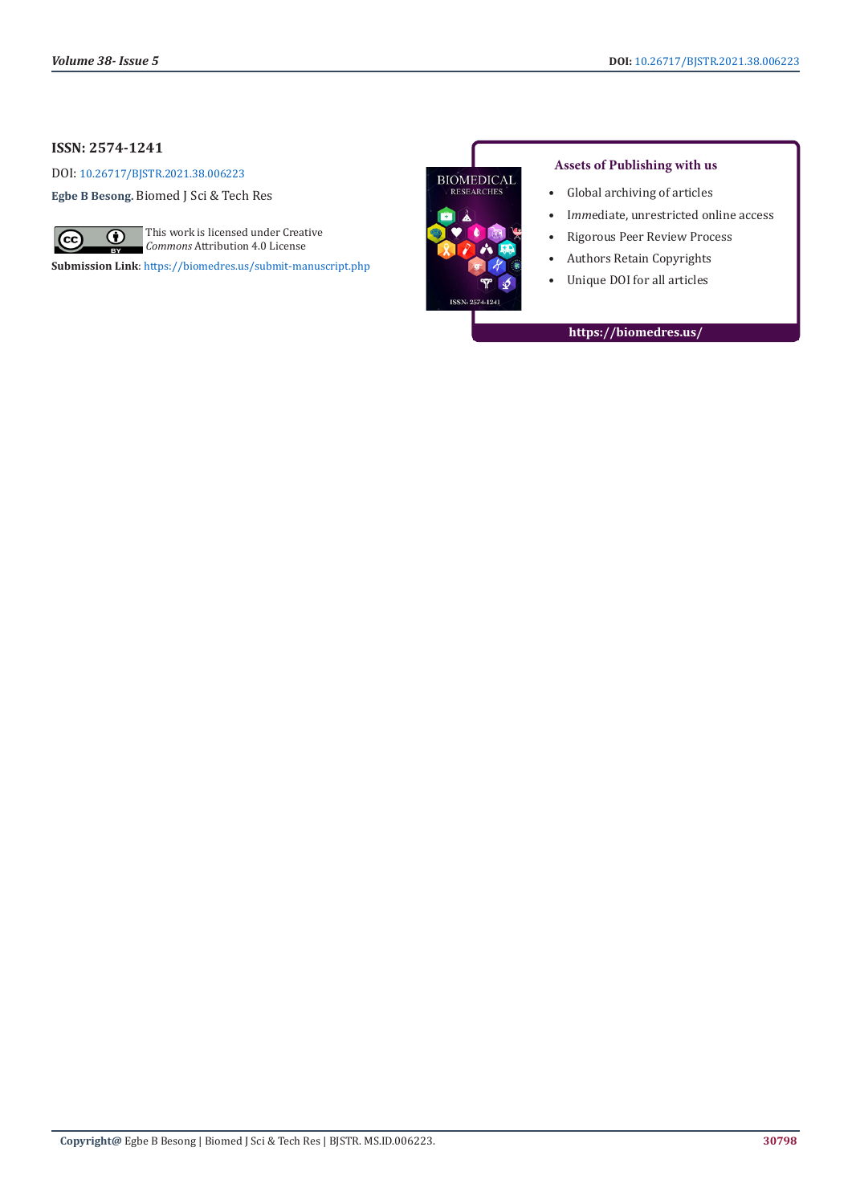**ISSN: 2574-1241**

DOI: 10.26717/BJSTR.2021.38.006223

**Egbe B Besong.** Biomed J Sci & Tech Res

This work is licensed under Creative *Commons* Attribution 4.0 License

**Submission Link**: https://biomedres.us/submit-manuscript.php

**Assets of Publishing with us**

- Global archiving of articles
- Immediate, unrestricted online access
- Rigorous Peer Review Process
- Authors Retain Copyrights
- Unique DOI for all articles

**https://biomedres.us/**